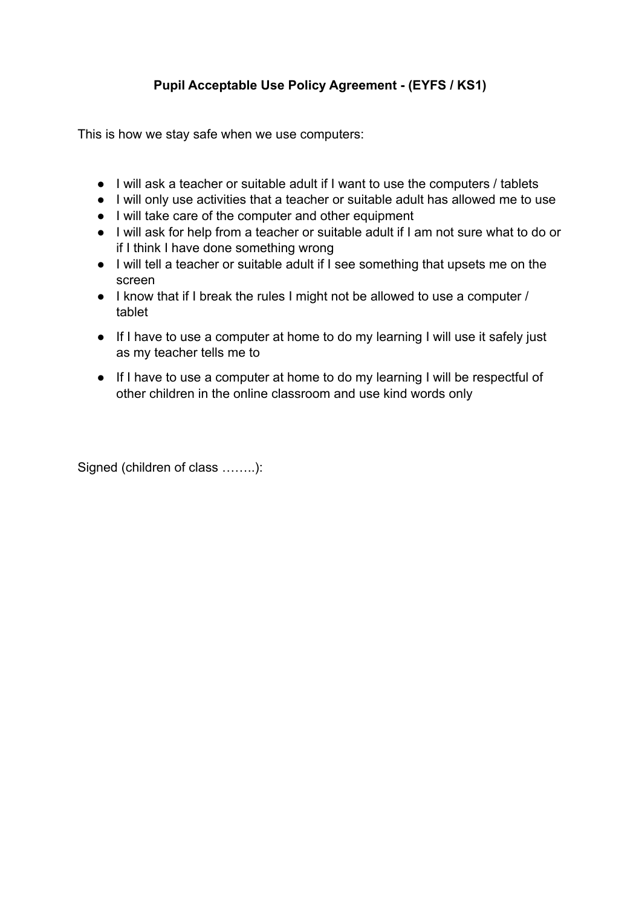**Pupil Acceptable Use Policy Agreement - (EYFS / KS1)**

This is how we stay safe when we use computers:

- I will ask a teacher or suitable adult if I want to use the computers / tablets
- I will only use activities that a teacher or suitable adult has allowed me to use
- I will take care of the computer and other equipment
- I will ask for help from a teacher or suitable adult if I am not sure what to do or if I think I have done something wrong
- I will tell a teacher or suitable adult if I see something that upsets me on the screen
- I know that if I break the rules I might not be allowed to use a computer / tablet
- If I have to use a computer at home to do my learning I will use it safely just as my teacher tells me to
- If I have to use a computer at home to do my learning I will be respectful of other children in the online classroom and use kind words only

Signed (children of class ……..):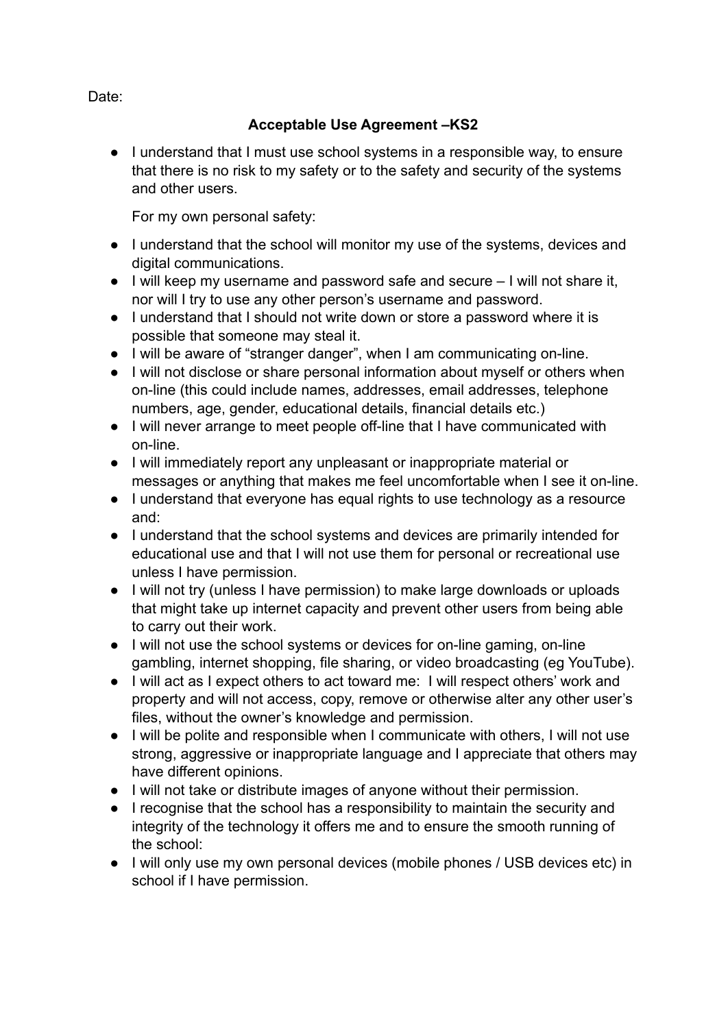Date:

**Acceptable Use Agreement –KS2**

- I understand that I must use school systems in a responsible way, to ensure that there is no risk to my safety or to the safety and security of the systems and other users.

  For my own personal safety:

- I understand that the school will monitor my use of the systems, devices and digital communications.
- I will keep my username and password safe and secure – I will not share it, nor will I try to use any other person's username and password.
- I understand that I should not write down or store a password where it is possible that someone may steal it.
- I will be aware of "stranger danger", when I am communicating on-line.
- I will not disclose or share personal information about myself or others when on-line (this could include names, addresses, email addresses, telephone numbers, age, gender, educational details, financial details etc.)
- I will never arrange to meet people off-line that I have communicated with on-line.
- I will immediately report any unpleasant or inappropriate material or messages or anything that makes me feel uncomfortable when I see it on-line.
- I understand that everyone has equal rights to use technology as a resource and:
- I understand that the school systems and devices are primarily intended for educational use and that I will not use them for personal or recreational use unless I have permission.
- I will not try (unless I have permission) to make large downloads or uploads that might take up internet capacity and prevent other users from being able to carry out their work.
- I will not use the school systems or devices for on-line gaming, on-line gambling, internet shopping, file sharing, or video broadcasting (eg YouTube).
- I will act as I expect others to act toward me: I will respect others' work and property and will not access, copy, remove or otherwise alter any other user's files, without the owner's knowledge and permission.
- I will be polite and responsible when I communicate with others, I will not use strong, aggressive or inappropriate language and I appreciate that others may have different opinions.
- I will not take or distribute images of anyone without their permission.
- I recognise that the school has a responsibility to maintain the security and integrity of the technology it offers me and to ensure the smooth running of the school:
- I will only use my own personal devices (mobile phones / USB devices etc) in school if I have permission.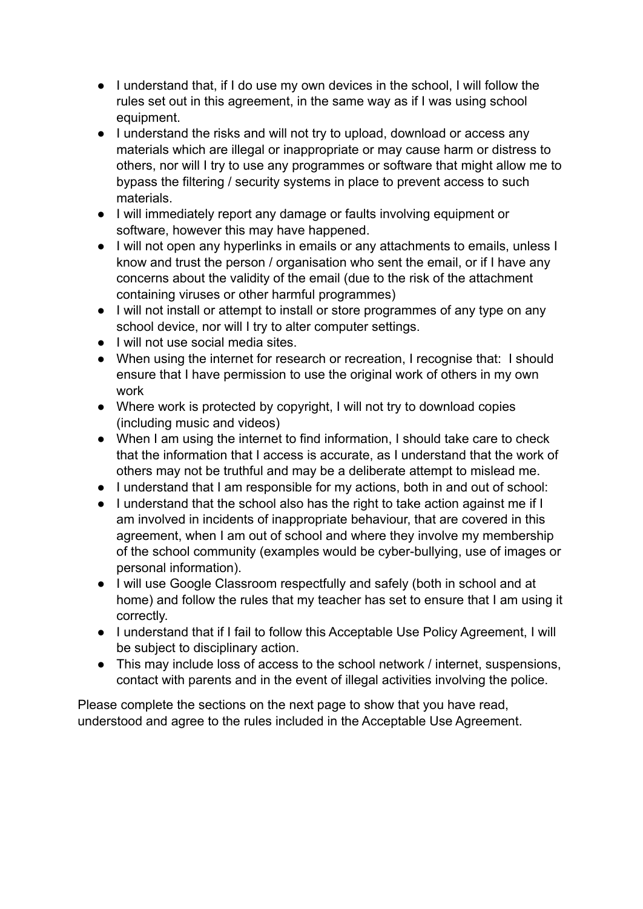- I understand that, if I do use my own devices in the school, I will follow the rules set out in this agreement, in the same way as if I was using school equipment.
- I understand the risks and will not try to upload, download or access any materials which are illegal or inappropriate or may cause harm or distress to others, nor will I try to use any programmes or software that might allow me to bypass the filtering / security systems in place to prevent access to such materials.
- I will immediately report any damage or faults involving equipment or software, however this may have happened.
- I will not open any hyperlinks in emails or any attachments to emails, unless I know and trust the person / organisation who sent the email, or if I have any concerns about the validity of the email (due to the risk of the attachment containing viruses or other harmful programmes)
- I will not install or attempt to install or store programmes of any type on any school device, nor will I try to alter computer settings.
- I will not use social media sites.
- When using the internet for research or recreation, I recognise that: I should ensure that I have permission to use the original work of others in my own work
- Where work is protected by copyright, I will not try to download copies (including music and videos)
- When I am using the internet to find information, I should take care to check that the information that I access is accurate, as I understand that the work of others may not be truthful and may be a deliberate attempt to mislead me.
- I understand that I am responsible for my actions, both in and out of school:
- I understand that the school also has the right to take action against me if I am involved in incidents of inappropriate behaviour, that are covered in this agreement, when I am out of school and where they involve my membership of the school community (examples would be cyber-bullying, use of images or personal information).
- I will use Google Classroom respectfully and safely (both in school and at home) and follow the rules that my teacher has set to ensure that I am using it correctly.
- I understand that if I fail to follow this Acceptable Use Policy Agreement, I will be subject to disciplinary action.
- This may include loss of access to the school network / internet, suspensions, contact with parents and in the event of illegal activities involving the police.

Please complete the sections on the next page to show that you have read, understood and agree to the rules included in the Acceptable Use Agreement.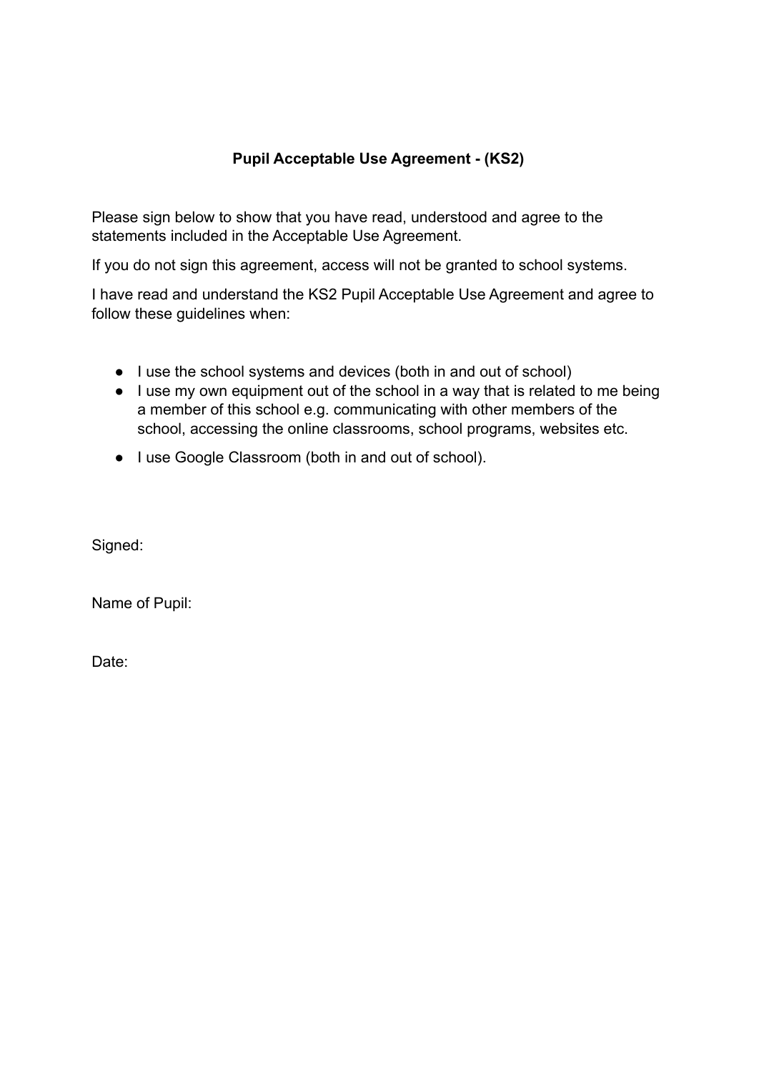**Pupil Acceptable Use Agreement - (KS2)**

Please sign below to show that you have read, understood and agree to the statements included in the Acceptable Use Agreement.

If you do not sign this agreement, access will not be granted to school systems.

I have read and understand the KS2 Pupil Acceptable Use Agreement and agree to follow these guidelines when:

- I use the school systems and devices (both in and out of school)
- I use my own equipment out of the school in a way that is related to me being a member of this school e.g. communicating with other members of the school, accessing the online classrooms, school programs, websites etc.
- I use Google Classroom (both in and out of school).

Signed:

Name of Pupil:

Date: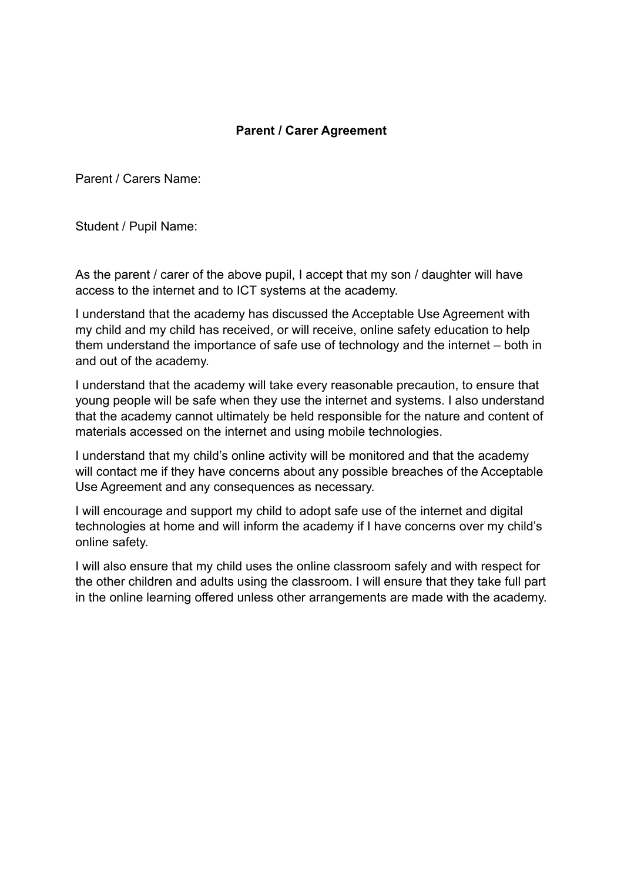**Parent / Carer Agreement**

Parent / Carers Name:

Student / Pupil Name:

As the parent / carer of the above pupil, I accept that my son / daughter will have access to the internet and to ICT systems at the academy.

I understand that the academy has discussed the Acceptable Use Agreement with my child and my child has received, or will receive, online safety education to help them understand the importance of safe use of technology and the internet – both in and out of the academy.

I understand that the academy will take every reasonable precaution, to ensure that young people will be safe when they use the internet and systems. I also understand that the academy cannot ultimately be held responsible for the nature and content of materials accessed on the internet and using mobile technologies.

I understand that my child's online activity will be monitored and that the academy will contact me if they have concerns about any possible breaches of the Acceptable Use Agreement and any consequences as necessary.

I will encourage and support my child to adopt safe use of the internet and digital technologies at home and will inform the academy if I have concerns over my child's online safety.

I will also ensure that my child uses the online classroom safely and with respect for the other children and adults using the classroom. I will ensure that they take full part in the online learning offered unless other arrangements are made with the academy.